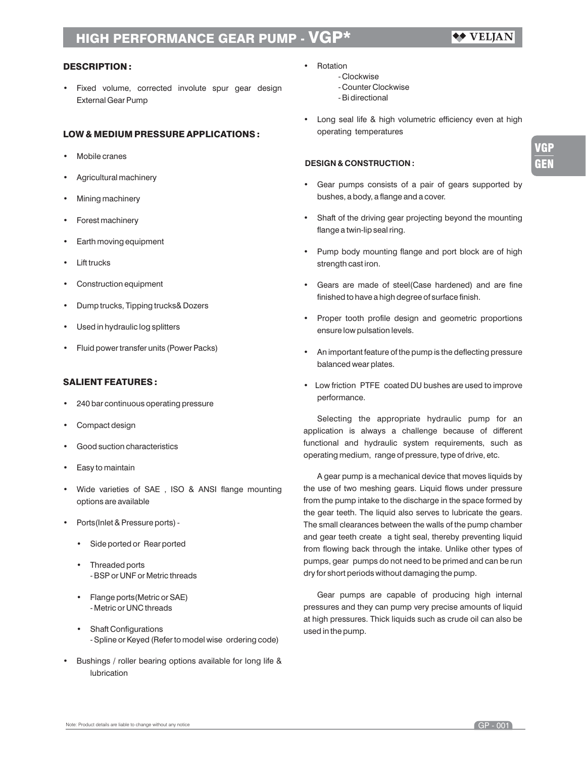# HIGH PERFORMANCE GEAR PUMP - VGP*

VELJAN

## DESCRIPTION :

- Fixed volume, corrected involute spur gear design External Gear Pump

## LOW & MEDIUM PRESSURE APPLICATIONS :

- Mobile cranes
- Agricultural machinery
- Mining machinery
- Forest machinery
- Earth moving equipment
- Lift trucks
- Construction equipment
- Dump trucks, Tipping trucks& Dozers
- Used in hydraulic log splitters
- Fluid power transfer units (Power Packs)

## SALIENT FEATURES :

- 240 bar continuous operating pressure
- Compact design
- Good suction characteristics
- Easy to maintain
- Wide varieties of SAE , ISO & ANSI flange mounting options are available
- Ports(Inlet & Pressure ports) -
  - Side ported or Rear ported
  - Threaded ports
    - BSP or UNF or Metric threads
  - Flange ports(Metric or SAE)
    - Metric or UNC threads
  - Shaft Configurations
    - Spline or Keyed (Refer to model wise ordering code)
- Bushings / roller bearing options available for long life & lubrication
- Rotation
  - Clockwise
  - Counter Clockwise
  - Bi directional
- Long seal life & high volumetric efficiency even at high operating temperatures

## DESIGN & CONSTRUCTION :

- Gear pumps consists of a pair of gears supported by bushes, a body, a flange and a cover.
- Shaft of the driving gear projecting beyond the mounting flange a twin-lip seal ring.
- Pump body mounting flange and port block are of high strength cast iron.
- Gears are made of steel(Case hardened) and are fine finished to have a high degree of surface finish.
- Proper tooth profile design and geometric proportions ensure low pulsation levels.
- An important feature of the pump is the deflecting pressure balanced wear plates.
- Low friction PTFE coated DU bushes are used to improve performance.

Selecting the appropriate hydraulic pump for an application is always a challenge because of different functional and hydraulic system requirements, such as operating medium, range of pressure, type of drive, etc.

A gear pump is a mechanical device that moves liquids by the use of two meshing gears. Liquid flows under pressure from the pump intake to the discharge in the space formed by the gear teeth. The liquid also serves to lubricate the gears. The small clearances between the walls of the pump chamber and gear teeth create a tight seal, thereby preventing liquid from flowing back through the intake. Unlike other types of pumps, gear pumps do not need to be primed and can be run dry for short periods without damaging the pump.

Gear pumps are capable of producing high internal pressures and they can pump very precise amounts of liquid at high pressures. Thick liquids such as crude oil can also be used in the pump.

Note: Product details are liable to change without any notice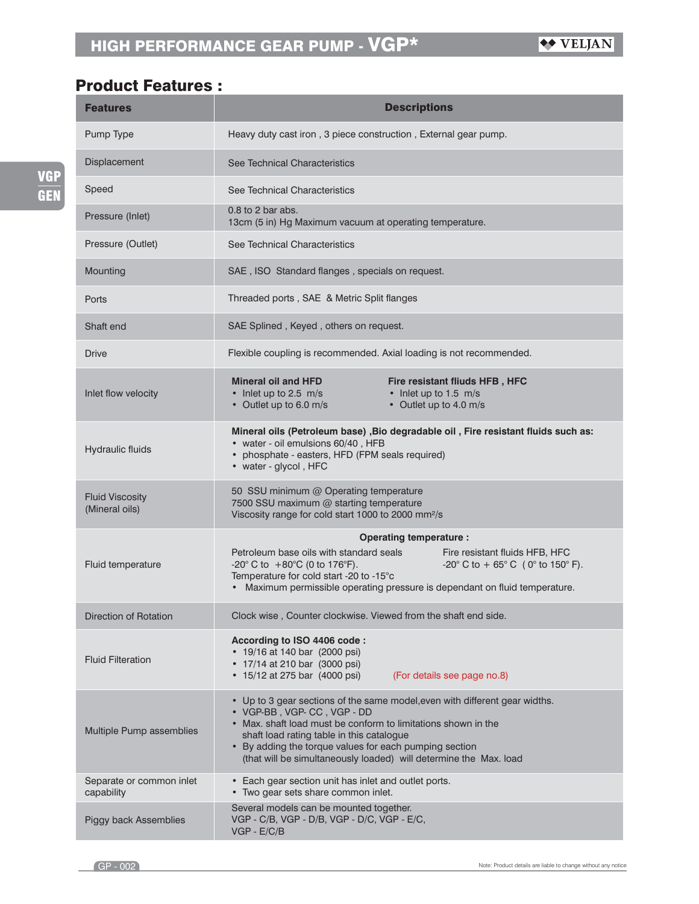## Product Features :

| Features | Descriptions |
|---|---|
| Pump Type | Heavy duty cast iron , 3 piece construction , External gear pump. |
| Displacement | See Technical Characteristics |
| Speed | See Technical Characteristics |
| Pressure (Inlet) | 0.8 to 2 bar abs.<br>13cm (5 in) Hg Maximum vacuum at operating temperature. |
| Pressure (Outlet) | See Technical Characteristics |
| Mounting | SAE , ISO Standard flanges , specials on request. |
| Ports | Threaded ports , SAE & Metric Split flanges |
| Shaft end | SAE Splined , Keyed , others on request. |
| Drive | Flexible coupling is recommended. Axial loading is not recommended. |
| Inlet flow velocity | **Mineral oil and HFD**<br>• Inlet up to 2.5 m/s<br>• Outlet up to 6.0 m/s<br>**Fire resistant fliuds HFB , HFC**<br>• Inlet up to 1.5 m/s<br>• Outlet up to 4.0 m/s |
| Hydraulic fluids | **Mineral oils (Petroleum base) ,Bio degradable oil , Fire resistant fluids such as:**<br>• water - oil emulsions 60/40 , HFB<br>• phosphate - easters, HFD (FPM seals required)<br>• water - glycol , HFC |
| Fluid Viscosity (Mineral oils) | 50 SSU minimum @ Operating temperature<br>7500 SSU maximum @ starting temperature<br>Viscosity range for cold start 1000 to 2000 mm²/s |
| Fluid temperature | **Operating temperature :**<br>Petroleum base oils with standard seals<br>-20° C to +80°C (0 to 176°F).<br>Temperature for cold start -20 to -15°c<br>Fire resistant fluids HFB, HFC<br>-20° C to + 65° C ( 0° to 150° F).<br>• Maximum permissible operating pressure is dependant on fluid temperature. |
| Direction of Rotation | Clock wise , Counter clockwise. Viewed from the shaft end side. |
| Fluid Filteration | **According to ISO 4406 code :**<br>• 19/16 at 140 bar (2000 psi)<br>• 17/14 at 210 bar (3000 psi)<br>• 15/12 at 275 bar (4000 psi) (For details see page no.8) |
| Multiple Pump assemblies | • Up to 3 gear sections of the same model,even with different gear widths.<br>• VGP-BB , VGP- CC , VGP - DD<br>• Max. shaft load must be conform to limitations shown in the shaft load rating table in this catalogue<br>• By adding the torque values for each pumping section (that will be simultaneously loaded) will determine the Max. load |
| Separate or common inlet capability | • Each gear section unit has inlet and outlet ports.<br>• Two gear sets share common inlet. |
| Piggy back Assemblies | Several models can be mounted together.<br>VGP - C/B, VGP - D/B, VGP - D/C, VGP - E/C,<br>VGP - E/C/B |

Note: Product details are liable to change without any notice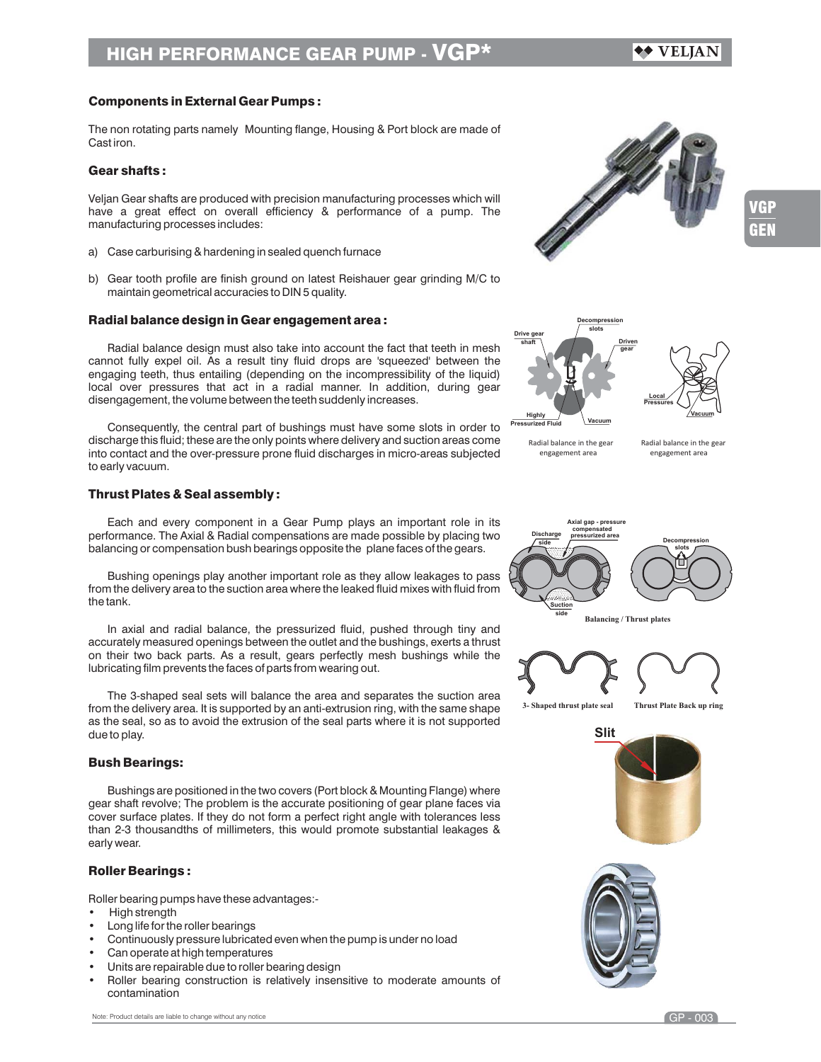## Components in External Gear Pumps :

The non rotating parts namely Mounting flange, Housing & Port block are made of Cast iron.

### Gear shafts :

Veljan Gear shafts are produced with precision manufacturing processes which will have a great effect on overall efficiency & performance of a pump. The manufacturing processes includes:

a) Case carburising & hardening in sealed quench furnace

b) Gear tooth profile are finish ground on latest Reishauer gear grinding M/C to maintain geometrical accuracies to DIN 5 quality.

### Radial balance design in Gear engagement area :

Radial balance design must also take into account the fact that teeth in mesh cannot fully expel oil. As a result tiny fluid drops are 'squeezed' between the engaging teeth, thus entailing (depending on the incompressibility of the liquid) local over pressures that act in a radial manner. In addition, during gear disengagement, the volume between the teeth suddenly increases.

Consequently, the central part of bushings must have some slots in order to discharge this fluid; these are the only points where delivery and suction areas come into contact and the over-pressure prone fluid discharges in micro-areas subjected to early vacuum.

Radial balance in the gear engagement area

Radial balance in the gear engagement area

### Thrust Plates & Seal assembly :

Each and every component in a Gear Pump plays an important role in its performance. The Axial & Radial compensations are made possible by placing two balancing or compensation bush bearings opposite the plane faces of the gears.

Bushing openings play another important role as they allow leakages to pass from the delivery area to the suction area where the leaked fluid mixes with fluid from the tank.

In axial and radial balance, the pressurized fluid, pushed through tiny and accurately measured openings between the outlet and the bushings, exerts a thrust on their two back parts. As a result, gears perfectly mesh bushings while the lubricating film prevents the faces of parts from wearing out.

The 3-shaped seal sets will balance the area and separates the suction area from the delivery area. It is supported by an anti-extrusion ring, with the same shape as the seal, so as to avoid the extrusion of the seal parts where it is not supported due to play.

Balancing / Thrust plates

3- Shaped thrust plate seal

Thrust Plate Back up ring

### Bush Bearings:

Bushings are positioned in the two covers (Port block & Mounting Flange) where gear shaft revolve; The problem is the accurate positioning of gear plane faces via cover surface plates. If they do not form a perfect right angle with tolerances less than 2-3 thousandths of millimeters, this would promote substantial leakages & early wear.

### Roller Bearings :

Roller bearing pumps have these advantages:-

- High strength
- Long life for the roller bearings
- Continuously pressure lubricated even when the pump is under no load
- Can operate at high temperatures
- Units are repairable due to roller bearing design
- Roller bearing construction is relatively insensitive to moderate amounts of contamination

Note: Product details are liable to change without any notice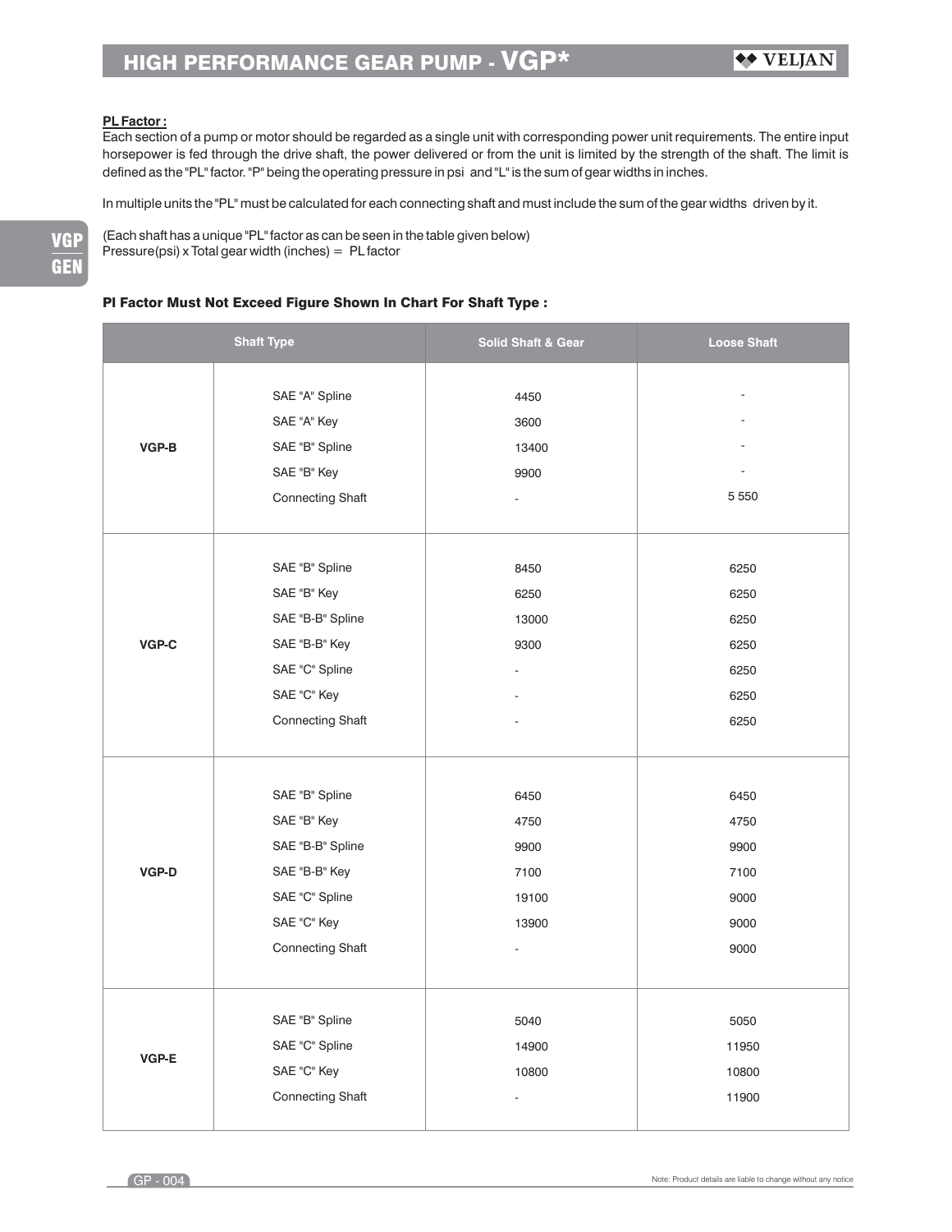**PL Factor :**

Each section of a pump or motor should be regarded as a single unit with corresponding power unit requirements. The entire input horsepower is fed through the drive shaft, the power delivered or from the unit is limited by the strength of the shaft. The limit is defined as the "PL" factor. "P" being the operating pressure in psi and "L" is the sum of gear widths in inches.

In multiple units the "PL" must be calculated for each connecting shaft and must include the sum of the gear widths driven by it.

(Each shaft has a unique "PL" factor as can be seen in the table given below)
Pressure(psi) x Total gear width (inches) = PL factor

#### Pl Factor Must Not Exceed Figure Shown In Chart For Shaft Type :

| Shaft Type | | Solid Shaft & Gear | Loose Shaft |
|---|---|---|---|
| VGP-B | SAE "A" Spline | 4450 | - |
| | SAE "A" Key | 3600 | - |
| | SAE "B" Spline | 13400 | - |
| | SAE "B" Key | 9900 | - |
| | Connecting Shaft | - | 5 550 |
| VGP-C | SAE "B" Spline | 8450 | 6250 |
| | SAE "B" Key | 6250 | 6250 |
| | SAE "B-B" Spline | 13000 | 6250 |
| | SAE "B-B" Key | 9300 | 6250 |
| | SAE "C" Spline | - | 6250 |
| | SAE "C" Key | - | 6250 |
| | Connecting Shaft | - | 6250 |
| VGP-D | SAE "B" Spline | 6450 | 6450 |
| | SAE "B" Key | 4750 | 4750 |
| | SAE "B-B" Spline | 9900 | 9900 |
| | SAE "B-B" Key | 7100 | 7100 |
| | SAE "C" Spline | 19100 | 9000 |
| | SAE "C" Key | 13900 | 9000 |
| | Connecting Shaft | - | 9000 |
| VGP-E | SAE "B" Spline | 5040 | 5050 |
| | SAE "C" Spline | 14900 | 11950 |
| | SAE "C" Key | 10800 | 10800 |
| | Connecting Shaft | - | 11900 |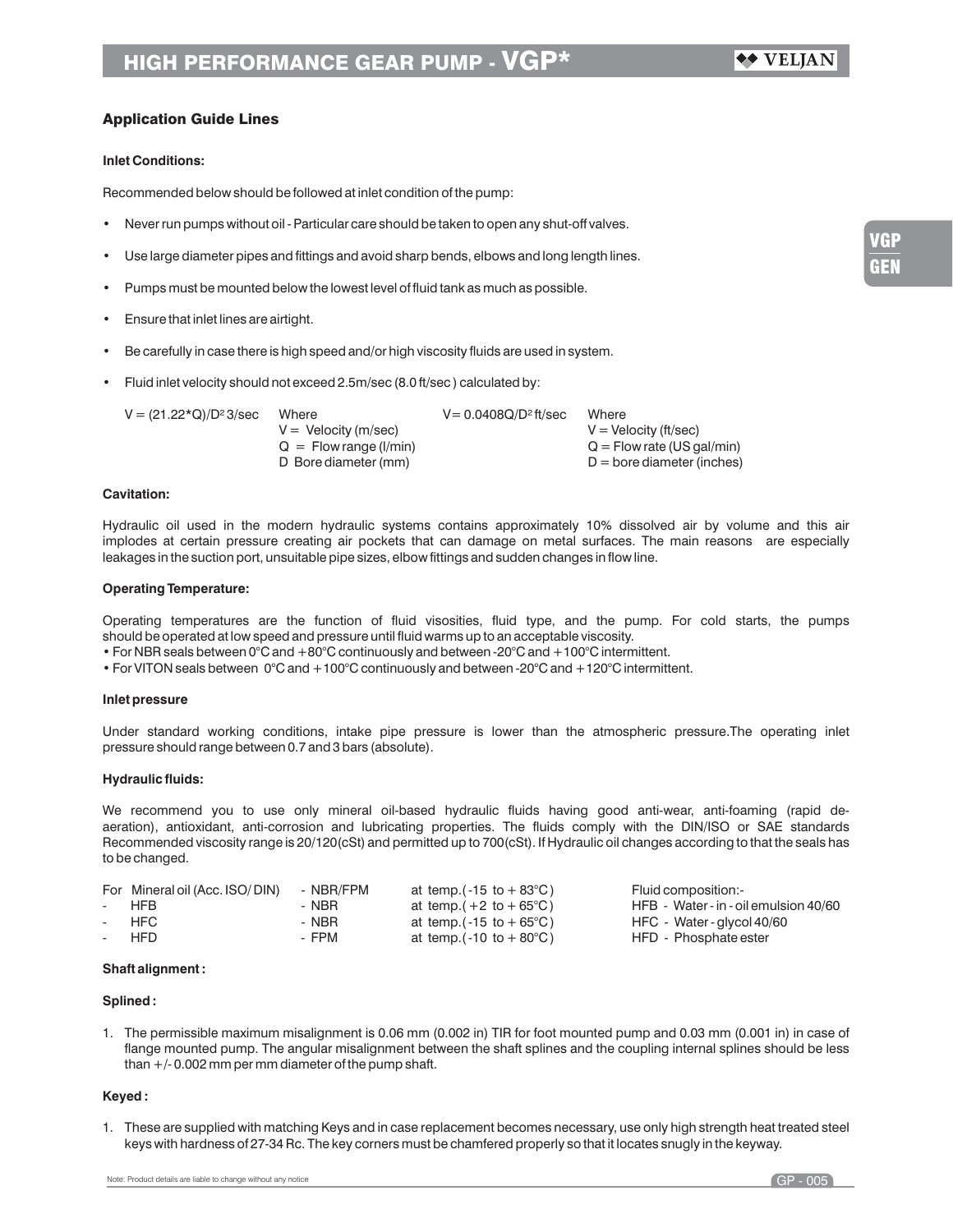# HIGH PERFORMANCE GEAR PUMP - VGP*

## Application Guide Lines

### Inlet Conditions:

Recommended below should be followed at inlet condition of the pump:

- Never run pumps without oil - Particular care should be taken to open any shut-off valves.
- Use large diameter pipes and fittings and avoid sharp bends, elbows and long length lines.
- Pumps must be mounted below the lowest level of fluid tank as much as possible.
- Ensure that inlet lines are airtight.
- Be carefully in case there is high speed and/or high viscosity fluids are used in system.
- Fluid inlet velocity should not exceed 2.5m/sec (8.0 ft/sec ) calculated by:

| | | | |
|---|---|---|---|
| $V = (21.22*Q)/D^2$ 3/sec | Where<br>V = Velocity (m/sec)<br>Q = Flow range (l/min)<br>D Bore diameter (mm) | $V = 0.0408Q/D^2$ ft/sec | Where<br>V = Velocity (ft/sec)<br>Q = Flow rate (US gal/min)<br>D = bore diameter (inches) |

### Cavitation:

Hydraulic oil used in the modern hydraulic systems contains approximately 10% dissolved air by volume and this air implodes at certain pressure creating air pockets that can damage on metal surfaces. The main reasons are especially leakages in the suction port, unsuitable pipe sizes, elbow fittings and sudden changes in flow line.

### Operating Temperature:

Operating temperatures are the function of fluid visosities, fluid type, and the pump. For cold starts, the pumps should be operated at low speed and pressure until fluid warms up to an acceptable viscosity.

- For NBR seals between 0°C and +80°C continuously and between -20°C and +100°C intermittent.
- For VITON seals between 0°C and +100°C continuously and between -20°C and +120°C intermittent.

### Inlet pressure

Under standard working conditions, intake pipe pressure is lower than the atmospheric pressure.The operating inlet pressure should range between 0.7 and 3 bars (absolute).

### Hydraulic fluids:

We recommend you to use only mineral oil-based hydraulic fluids having good anti-wear, anti-foaming (rapid de-aeration), antioxidant, anti-corrosion and lubricating properties. The fluids comply with the DIN/ISO or SAE standards Recommended viscosity range is 20/120(cSt) and permitted up to 700(cSt). If Hydraulic oil changes according to that the seals has to be changed.

| | | | |
|---|---|---|---|
| For Mineral oil (Acc. ISO/ DIN) | - NBR/FPM | at temp.(-15 to +83°C) | Fluid composition:- |
| - HFB | - NBR | at temp.(+2 to +65°C) | HFB - Water - in - oil emulsion 40/60 |
| - HFC | - NBR | at temp.(-15 to +65°C) | HFC - Water - glycol 40/60 |
| - HFD | - FPM | at temp.(-10 to +80°C) | HFD - Phosphate ester |

### Shaft alignment :

#### Splined :

1. The permissible maximum misalignment is 0.06 mm (0.002 in) TIR for foot mounted pump and 0.03 mm (0.001 in) in case of flange mounted pump. The angular misalignment between the shaft splines and the coupling internal splines should be less than +/- 0.002 mm per mm diameter of the pump shaft.

#### Keyed :

1. These are supplied with matching Keys and in case replacement becomes necessary, use only high strength heat treated steel keys with hardness of 27-34 Rc. The key corners must be chamfered properly so that it locates snugly in the keyway.

Note: Product details are liable to change without any notice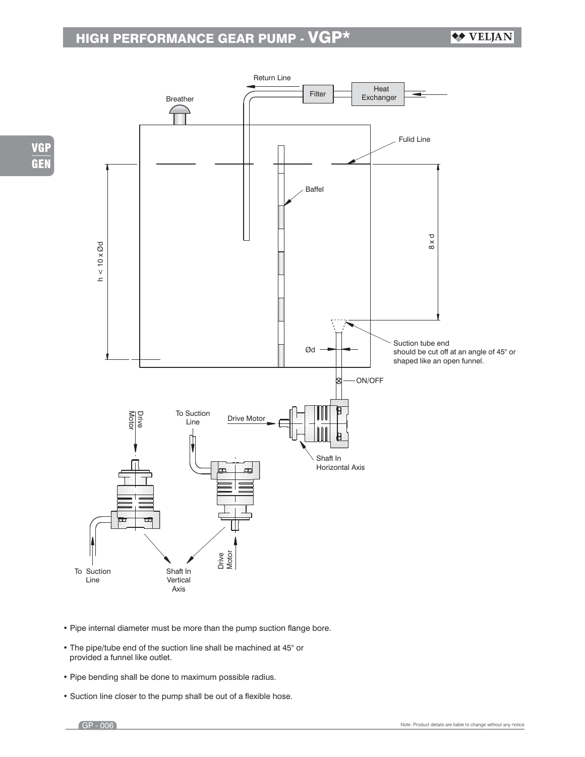# HIGH PERFORMANCE GEAR PUMP - VGP*

Return Line

Filter

Heat Exchanger

Breather

Fulid Line

Baffel

h < 10 x Ød

8 x d

Ød

Suction tube end should be cut off at an angle of 45° or shaped like an open funnel.

ON/OFF

Drive Motor

To Suction Line

Drive Motor

Shaft In Horizontal Axis

To Suction Line

Shaft In Vertical Axis

Drive Motor

- Pipe internal diameter must be more than the pump suction flange bore.
- The pipe/tube end of the suction line shall be machined at 45° or provided a funnel like outlet.
- Pipe bending shall be done to maximum possible radius.
- Suction line closer to the pump shall be out of a flexible hose.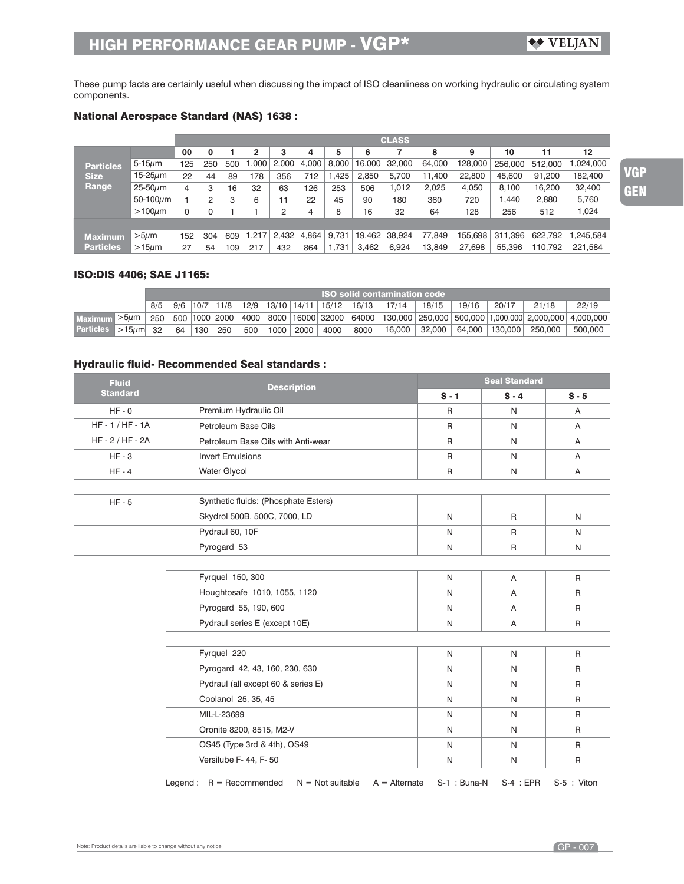# HIGH PERFORMANCE GEAR PUMP - VGP*

These pump facts are certainly useful when discussing the impact of ISO cleanliness on working hydraulic or circulating system components.

### National Aerospace Standard (NAS) 1638 :

| | | CLASS | | | | | | | | | | | | | | |
|---|---|---|---|---|---|---|---|---|---|---|---|---|---|---|---|---|
| | | 00 | 0 | 1 | 2 | 3 | 4 | 5 | 6 | 7 | 8 | 9 | 10 | 11 | 12 |
| Particles Size Range | 5-15μm | 125 | 250 | 500 | 1,000 | 2,000 | 4,000 | 8,000 | 16,000 | 32,000 | 64,000 | 128,000 | 256,000 | 512,000 | 1,024,000 |
| | 15-25μm | 22 | 44 | 89 | 178 | 356 | 712 | 1,425 | 2,850 | 5,700 | 11,400 | 22,800 | 45,600 | 91,200 | 182,400 |
| | 25-50μm | 4 | 3 | 16 | 32 | 63 | 126 | 253 | 506 | 1,012 | 2,025 | 4,050 | 8,100 | 16,200 | 32,400 |
| | 50-100μm | 1 | 2 | 3 | 6 | 11 | 22 | 45 | 90 | 180 | 360 | 720 | 1,440 | 2,880 | 5,760 |
| | >100μm | 0 | 0 | 1 | 1 | 2 | 4 | 8 | 16 | 32 | 64 | 128 | 256 | 512 | 1,024 |
| Maximum Particles | >5μm | 152 | 304 | 609 | 1,217 | 2,432 | 4,864 | 9,731 | 19,462 | 38,924 | 77,849 | 155,698 | 311,396 | 622,792 | 1,245,584 |
| | >15μm | 27 | 54 | 109 | 217 | 432 | 864 | 1,731 | 3,462 | 6,924 | 13,849 | 27,698 | 55,396 | 110,792 | 221,584 |

### ISO:DIS 4406; SAE J1165:

| | | ISO solid contamination code | | | | | | | | | | | | | | |
|---|---|---|---|---|---|---|---|---|---|---|---|---|---|---|---|---|
| | | 8/5 | 9/6 | 10/7 | 11/8 | 12/9 | 13/10 | 14/11 | 15/12 | 16/13 | 17/14 | 18/15 | 19/16 | 20/17 | 21/18 | 22/19 |
| Maximum Particles | >5μm | 250 | 500 | 1000 | 2000 | 4000 | 8000 | 16000 | 32000 | 64000 | 130,000 | 250,000 | 500,000 | 1,000,000 | 2,000,000 | 4,000,000 |
| | >15μm | 32 | 64 | 130 | 250 | 500 | 1000 | 2000 | 4000 | 8000 | 16,000 | 32,000 | 64,000 | 130,000 | 250,000 | 500,000 |

### Hydraulic fluid- Recommended Seal standards :

| Fluid Standard | Description | Seal Standard | | |
|---|---|---|---|---|
| | | S - 1 | S - 4 | S - 5 |
| HF - 0 | Premium Hydraulic Oil | R | N | A |
| HF - 1 / HF - 1A | Petroleum Base Oils | R | N | A |
| HF - 2 / HF - 2A | Petroleum Base Oils with Anti-wear | R | N | A |
| HF - 3 | Invert Emulsions | R | N | A |
| HF - 4 | Water Glycol | R | N | A |
| | | | | |
| HF - 5 | Synthetic fluids: (Phosphate Esters) | | | |
| | Skydrol 500B, 500C, 7000, LD | N | R | N |
| | Pydraul 60, 10F | N | R | N |
| | Pyrogard 53 | N | R | N |
| | | | | |
| | Fyrquel 150, 300 | N | A | R |
| | Houghtosafe 1010, 1055, 1120 | N | A | R |
| | Pyrogard 55, 190, 600 | N | A | R |
| | Pydraul series E (except 10E) | N | A | R |
| | | | | |
| | Fyrquel 220 | N | N | R |
| | Pyrogard 42, 43, 160, 230, 630 | N | N | R |
| | Pydraul (all except 60 & series E) | N | N | R |
| | Coolanol 25, 35, 45 | N | N | R |
| | MIL-L-23699 | N | N | R |
| | Oronite 8200, 8515, M2-V | N | N | R |
| | OS45 (Type 3rd & 4th), OS49 | N | N | R |
| | Versilube F- 44, F- 50 | N | N | R |

Legend : R = Recommended  N = Not suitable  A = Alternate  S-1 : Buna-N  S-4 : EPR  S-5 : Viton

Note: Product details are liable to change without any notice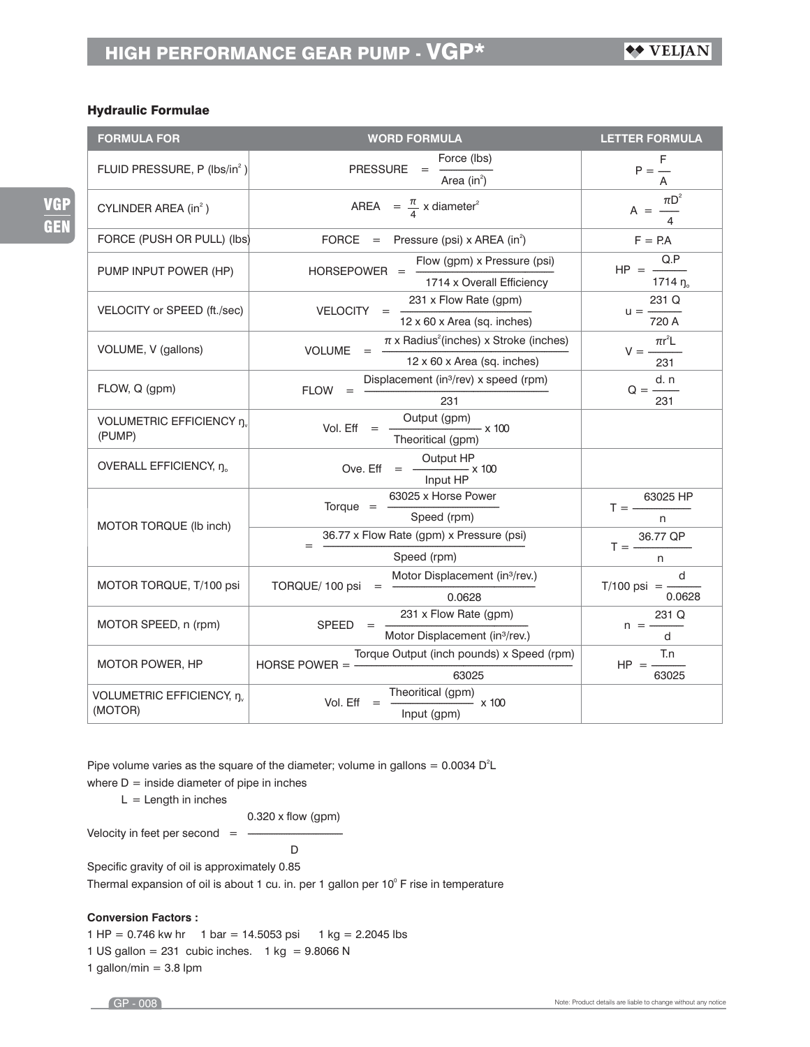### Hydraulic Formulae

| FORMULA FOR | WORD FORMULA | LETTER FORMULA |
|---|---|---|
| FLUID PRESSURE, P (lbs/in$^2$) | PRESSURE = $\frac{\text{Force (lbs)}}{\text{Area (in}^2\text{)}}$ | $P = \frac{F}{A}$ |
| CYLINDER AREA (in$^2$) | AREA = $\frac{\pi}{4}$ x diameter$^2$ | $A = \frac{\pi D^2}{4}$ |
| FORCE (PUSH OR PULL) (lbs) | FORCE = Pressure (psi) x AREA (in$^2$) | $F = P.A$ |
| PUMP INPUT POWER (HP) | HORSEPOWER = $\frac{\text{Flow (gpm) x Pressure (psi)}}{\text{1714 x Overall Efficiency}}$ | $HP = \frac{Q.P}{1714\ \eta_o}$ |
| VELOCITY or SPEED (ft./sec) | VELOCITY = $\frac{\text{231 x Flow Rate (gpm)}}{\text{12 x 60 x Area (sq. inches)}}$ | $u = \frac{231\ Q}{720\ A}$ |
| VOLUME, V (gallons) | VOLUME = $\frac{\pi \text{ x Radius}^2\text{(inches) x Stroke (inches)}}{\text{12 x 60 x Area (sq. inches)}}$ | $V = \frac{\pi r^2 L}{231}$ |
| FLOW, Q (gpm) | FLOW = $\frac{\text{Displacement (in}^3\text{/rev) x speed (rpm)}}{231}$ | $Q = \frac{d.\ n}{231}$ |
| VOLUMETRIC EFFICIENCY $\eta_v$ (PUMP) | Vol. Eff = $\frac{\text{Output (gpm)}}{\text{Theoritical (gpm)}}$ x 100 | |
| OVERALL EFFICIENCY, $\eta_o$ | Ove. Eff = $\frac{\text{Output HP}}{\text{Input HP}}$ x 100 | |
| MOTOR TORQUE (lb inch) | Torque = $\frac{\text{63025 x Horse Power}}{\text{Speed (rpm)}}$ | $T = \frac{63025\ HP}{n}$ |
| | = $\frac{\text{36.77 x Flow Rate (gpm) x Pressure (psi)}}{\text{Speed (rpm)}}$ | $T = \frac{36.77\ QP}{n}$ |
| MOTOR TORQUE, T/100 psi | TORQUE/ 100 psi = $\frac{\text{Motor Displacement (in}^3\text{/rev.)}}{0.0628}$ | $T/100\ psi = \frac{d}{0.0628}$ |
| MOTOR SPEED, n (rpm) | SPEED = $\frac{\text{231 x Flow Rate (gpm)}}{\text{Motor Displacement (in}^3\text{/rev.)}}$ | $n = \frac{231\ Q}{d}$ |
| MOTOR POWER, HP | HORSE POWER = $\frac{\text{Torque Output (inch pounds) x Speed (rpm)}}{63025}$ | $HP = \frac{T.n}{63025}$ |
| VOLUMETRIC EFFICIENCY, $\eta_v$ (MOTOR) | Vol. Eff = $\frac{\text{Theoritical (gpm)}}{\text{Input (gpm)}}$ x 100 | |

Pipe volume varies as the square of the diameter; volume in gallons = $0.0034\ D^2L$

where D = inside diameter of pipe in inches

L = Length in inches

Velocity in feet per second = $\frac{0.320 \text{ x flow (gpm)}}{D}$

Specific gravity of oil is approximately 0.85

Thermal expansion of oil is about 1 cu. in. per 1 gallon per 10$^0$ F rise in temperature

**Conversion Factors :**

1 HP = 0.746 kw hr     1 bar = 14.5053 psi     1 kg = 2.2045 lbs

1 US gallon = 231 cubic inches.     1 kg = 9.8066 N

1 gallon/min = 3.8 lpm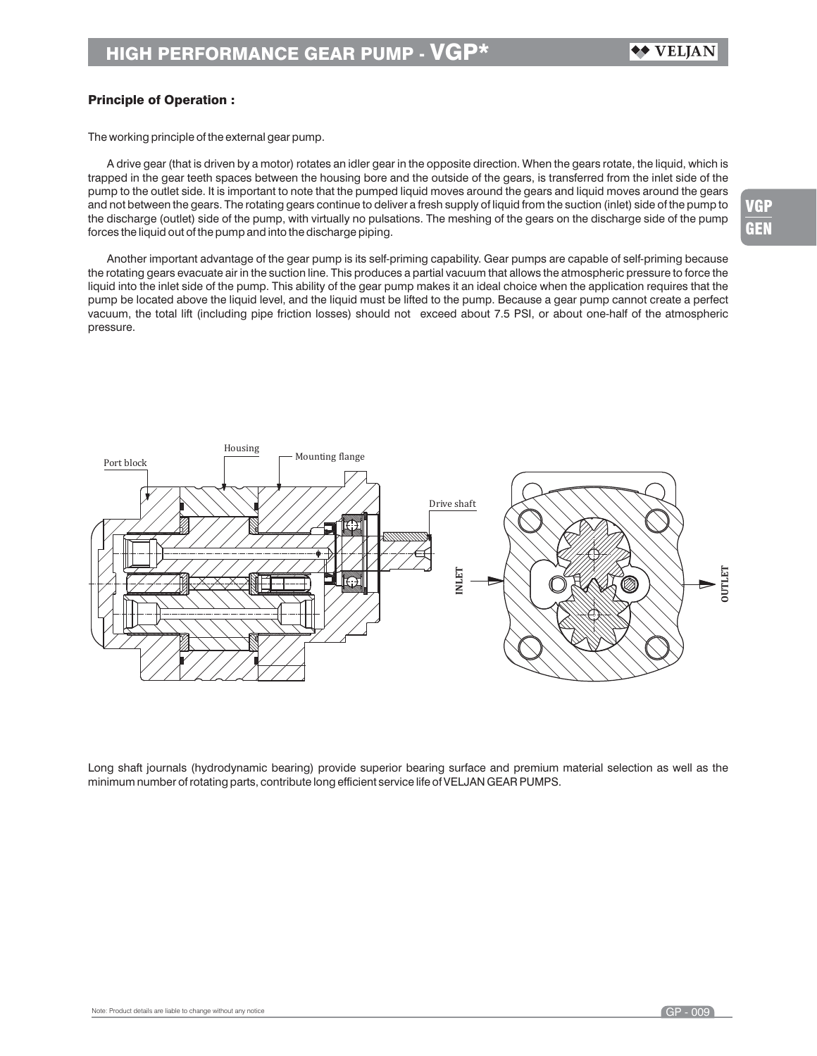## Principle of Operation :

The working principle of the external gear pump.

A drive gear (that is driven by a motor) rotates an idler gear in the opposite direction. When the gears rotate, the liquid, which is trapped in the gear teeth spaces between the housing bore and the outside of the gears, is transferred from the inlet side of the pump to the outlet side. It is important to note that the pumped liquid moves around the gears and liquid moves around the gears and not between the gears. The rotating gears continue to deliver a fresh supply of liquid from the suction (inlet) side of the pump to the discharge (outlet) side of the pump, with virtually no pulsations. The meshing of the gears on the discharge side of the pump forces the liquid out of the pump and into the discharge piping.

Another important advantage of the gear pump is its self-priming capability. Gear pumps are capable of self-priming because the rotating gears evacuate air in the suction line. This produces a partial vacuum that allows the atmospheric pressure to force the liquid into the inlet side of the pump. This ability of the gear pump makes it an ideal choice when the application requires that the pump be located above the liquid level, and the liquid must be lifted to the pump. Because a gear pump cannot create a perfect vacuum, the total lift (including pipe friction losses) should not exceed about 7.5 PSI, or about one-half of the atmospheric pressure.

Port block

Housing

Mounting flange

Drive shaft

INLET

OUTLET

Long shaft journals (hydrodynamic bearing) provide superior bearing surface and premium material selection as well as the minimum number of rotating parts, contribute long efficient service life of VELJAN GEAR PUMPS.

Note: Product details are liable to change without any notice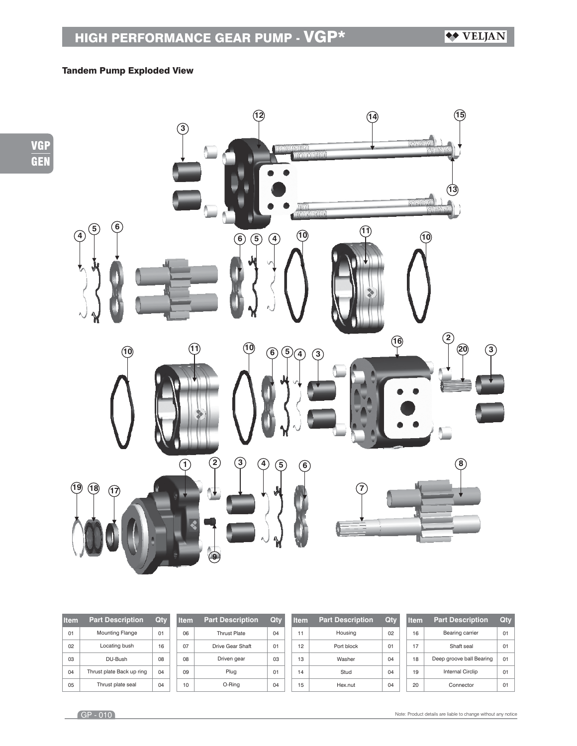## Tandem Pump Exploded View

| Item | Part Description | Qty |
|---|---|---|
| 01 | Mounting Flange | 01 |
| 02 | Locating bush | 16 |
| 03 | DU-Bush | 08 |
| 04 | Thrust plate Back up ring | 04 |
| 05 | Thrust plate seal | 04 |
| 06 | Thrust Plate | 04 |
| 07 | Drive Gear Shaft | 01 |
| 08 | Driven gear | 03 |
| 09 | Plug | 01 |
| 10 | O-Ring | 04 |
| 11 | Housing | 02 |
| 12 | Port block | 01 |
| 13 | Washer | 04 |
| 14 | Stud | 04 |
| 15 | Hex.nut | 04 |
| 16 | Bearing carrier | 01 |
| 17 | Shaft seal | 01 |
| 18 | Deep groove ball Bearing | 01 |
| 19 | Internal Circlip | 01 |
| 20 | Connector | 01 |

Note: Product details are liable to change without any notice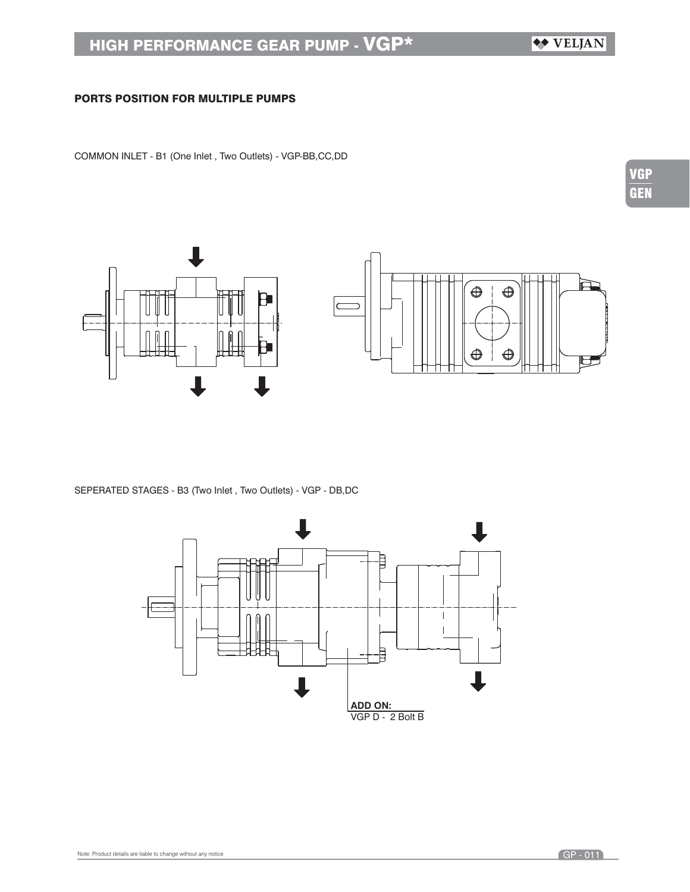## PORTS POSITION FOR MULTIPLE PUMPS

COMMON INLET - B1 (One Inlet , Two Outlets) - VGP-BB,CC,DD

SEPERATED STAGES - B3 (Two Inlet , Two Outlets) - VGP - DB,DC

**ADD ON:**
VGP D - 2 Bolt B

Note: Product details are liable to change without any notice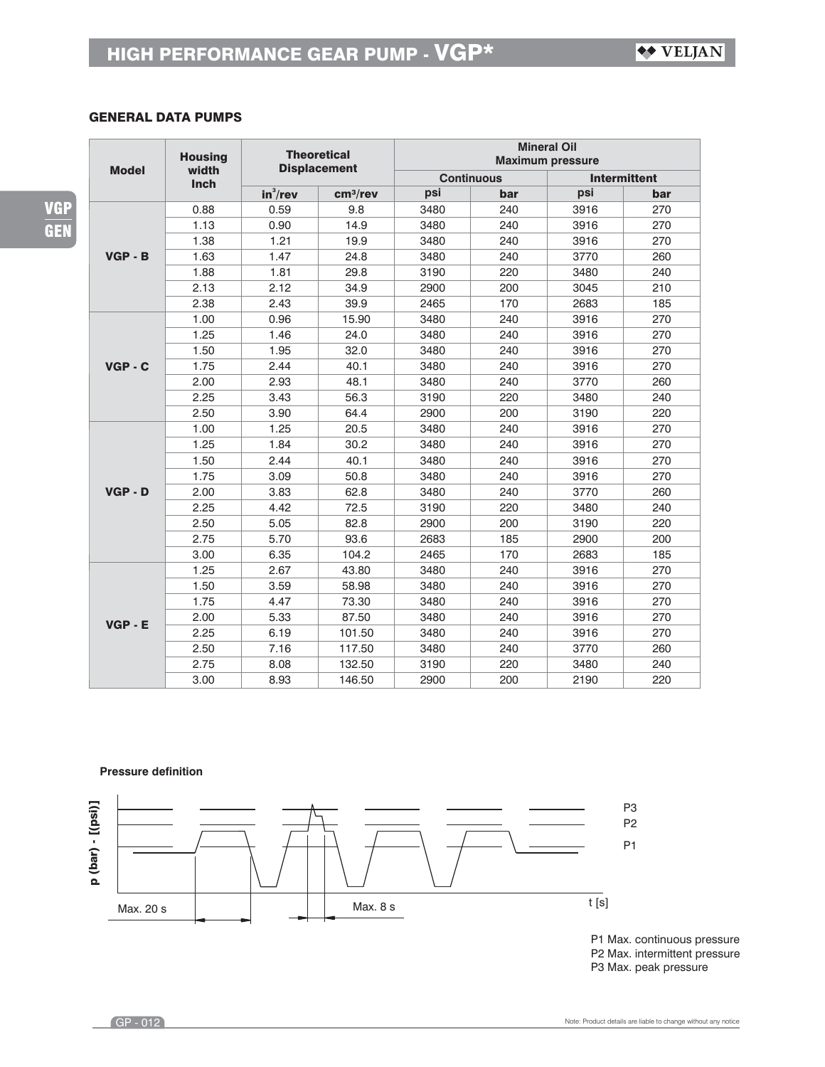## HIGH PERFORMANCE GEAR PUMP - VGP*

### GENERAL DATA PUMPS

| Model | Housing width Inch | Theoretical Displacement | | Mineral Oil Maximum pressure | | | |
|---|---|---|---|---|---|---|---|
| | | | | Continuous | | Intermittent | |
| | | $in^3$/rev | $cm^3$/rev | psi | bar | psi | bar |
| VGP - B | 0.88 | 0.59 | 9.8 | 3480 | 240 | 3916 | 270 |
| | 1.13 | 0.90 | 14.9 | 3480 | 240 | 3916 | 270 |
| | 1.38 | 1.21 | 19.9 | 3480 | 240 | 3916 | 270 |
| | 1.63 | 1.47 | 24.8 | 3480 | 240 | 3770 | 260 |
| | 1.88 | 1.81 | 29.8 | 3190 | 220 | 3480 | 240 |
| | 2.13 | 2.12 | 34.9 | 2900 | 200 | 3045 | 210 |
| | 2.38 | 2.43 | 39.9 | 2465 | 170 | 2683 | 185 |
| VGP - C | 1.00 | 0.96 | 15.90 | 3480 | 240 | 3916 | 270 |
| | 1.25 | 1.46 | 24.0 | 3480 | 240 | 3916 | 270 |
| | 1.50 | 1.95 | 32.0 | 3480 | 240 | 3916 | 270 |
| | 1.75 | 2.44 | 40.1 | 3480 | 240 | 3916 | 270 |
| | 2.00 | 2.93 | 48.1 | 3480 | 240 | 3770 | 260 |
| | 2.25 | 3.43 | 56.3 | 3190 | 220 | 3480 | 240 |
| | 2.50 | 3.90 | 64.4 | 2900 | 200 | 3190 | 220 |
| VGP - D | 1.00 | 1.25 | 20.5 | 3480 | 240 | 3916 | 270 |
| | 1.25 | 1.84 | 30.2 | 3480 | 240 | 3916 | 270 |
| | 1.50 | 2.44 | 40.1 | 3480 | 240 | 3916 | 270 |
| | 1.75 | 3.09 | 50.8 | 3480 | 240 | 3916 | 270 |
| | 2.00 | 3.83 | 62.8 | 3480 | 240 | 3770 | 260 |
| | 2.25 | 4.42 | 72.5 | 3190 | 220 | 3480 | 240 |
| | 2.50 | 5.05 | 82.8 | 2900 | 200 | 3190 | 220 |
| | 2.75 | 5.70 | 93.6 | 2683 | 185 | 2900 | 200 |
| | 3.00 | 6.35 | 104.2 | 2465 | 170 | 2683 | 185 |
| VGP - E | 1.25 | 2.67 | 43.80 | 3480 | 240 | 3916 | 270 |
| | 1.50 | 3.59 | 58.98 | 3480 | 240 | 3916 | 270 |
| | 1.75 | 4.47 | 73.30 | 3480 | 240 | 3916 | 270 |
| | 2.00 | 5.33 | 87.50 | 3480 | 240 | 3916 | 270 |
| | 2.25 | 6.19 | 101.50 | 3480 | 240 | 3916 | 270 |
| | 2.50 | 7.16 | 117.50 | 3480 | 240 | 3770 | 260 |
| | 2.75 | 8.08 | 132.50 | 3190 | 220 | 3480 | 240 |
| | 3.00 | 8.93 | 146.50 | 2900 | 200 | 2190 | 220 |

**Pressure definition**

p (bar) - [(psi)]

P3
P2
P1

Max. 20 s
Max. 8 s
t [s]

P1 Max. continuous pressure
P2 Max. intermittent pressure
P3 Max. peak pressure

Note: Product details are liable to change without any notice